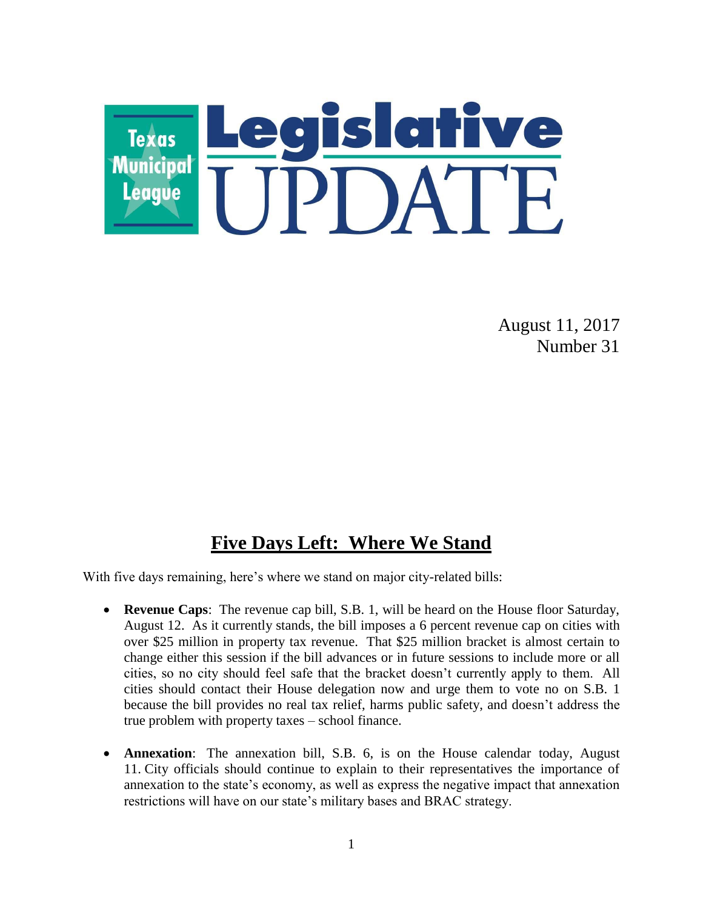# Texas Municipal League Legislative UPDATE

August 11, 2017
Number 31

## Five Days Left: Where We Stand

With five days remaining, here's where we stand on major city-related bills:

- **Revenue Caps**: The revenue cap bill, S.B. 1, will be heard on the House floor Saturday, August 12. As it currently stands, the bill imposes a 6 percent revenue cap on cities with over $25 million in property tax revenue. That $25 million bracket is almost certain to change either this session if the bill advances or in future sessions to include more or all cities, so no city should feel safe that the bracket doesn't currently apply to them. All cities should contact their House delegation now and urge them to vote no on S.B. 1 because the bill provides no real tax relief, harms public safety, and doesn't address the true problem with property taxes – school finance.

- **Annexation**: The annexation bill, S.B. 6, is on the House calendar today, August 11. City officials should continue to explain to their representatives the importance of annexation to the state's economy, as well as express the negative impact that annexation restrictions will have on our state's military bases and BRAC strategy.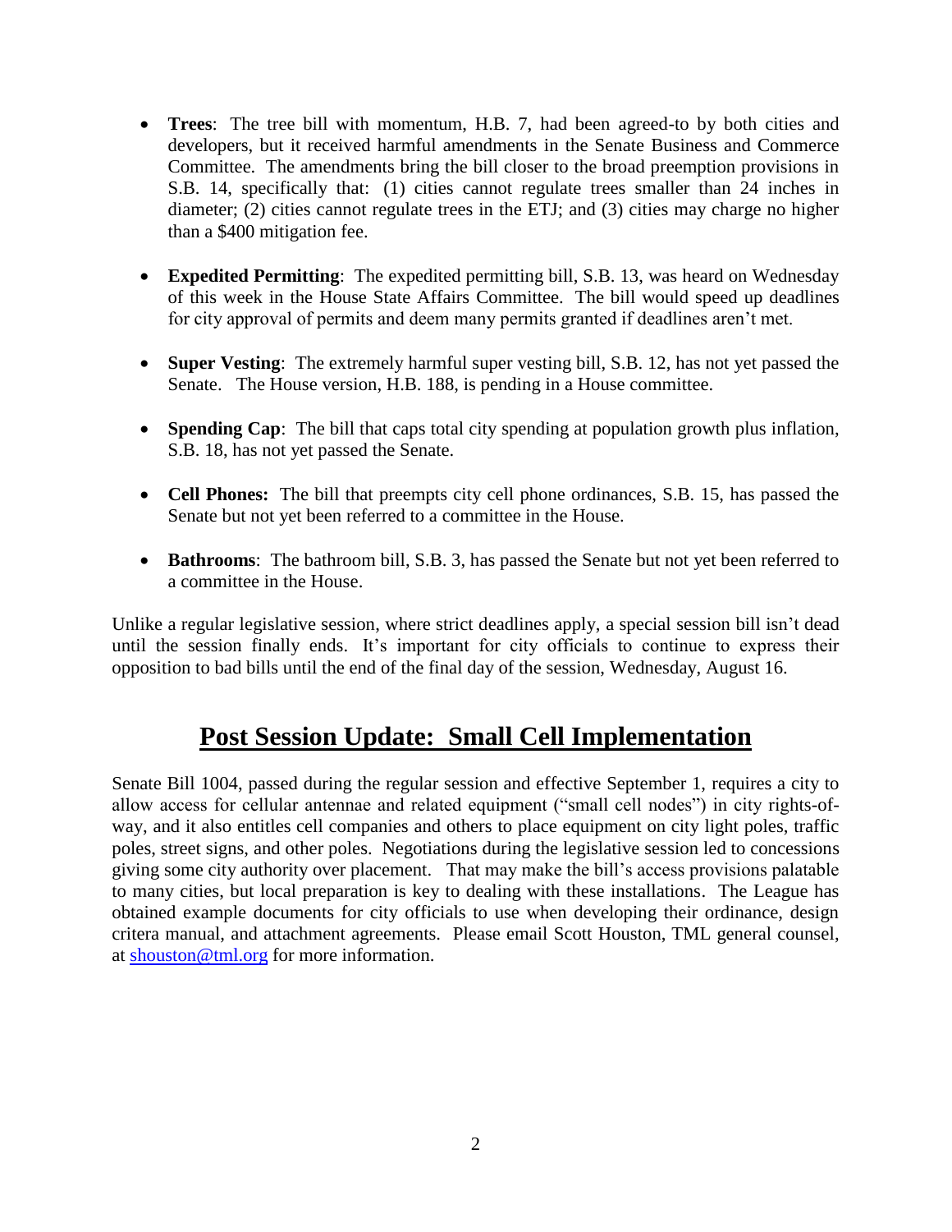- **Trees**: The tree bill with momentum, H.B. 7, had been agreed-to by both cities and developers, but it received harmful amendments in the Senate Business and Commerce Committee. The amendments bring the bill closer to the broad preemption provisions in S.B. 14, specifically that: (1) cities cannot regulate trees smaller than 24 inches in diameter; (2) cities cannot regulate trees in the ETJ; and (3) cities may charge no higher than a $400 mitigation fee.

- **Expedited Permitting**: The expedited permitting bill, S.B. 13, was heard on Wednesday of this week in the House State Affairs Committee. The bill would speed up deadlines for city approval of permits and deem many permits granted if deadlines aren't met.

- **Super Vesting**: The extremely harmful super vesting bill, S.B. 12, has not yet passed the Senate. The House version, H.B. 188, is pending in a House committee.

- **Spending Cap**: The bill that caps total city spending at population growth plus inflation, S.B. 18, has not yet passed the Senate.

- **Cell Phones:** The bill that preempts city cell phone ordinances, S.B. 15, has passed the Senate but not yet been referred to a committee in the House.

- **Bathrooms**: The bathroom bill, S.B. 3, has passed the Senate but not yet been referred to a committee in the House.

Unlike a regular legislative session, where strict deadlines apply, a special session bill isn't dead until the session finally ends. It's important for city officials to continue to express their opposition to bad bills until the end of the final day of the session, Wednesday, August 16.

## Post Session Update: Small Cell Implementation

Senate Bill 1004, passed during the regular session and effective September 1, requires a city to allow access for cellular antennae and related equipment ("small cell nodes") in city rights-of-way, and it also entitles cell companies and others to place equipment on city light poles, traffic poles, street signs, and other poles. Negotiations during the legislative session led to concessions giving some city authority over placement. That may make the bill's access provisions palatable to many cities, but local preparation is key to dealing with these installations. The League has obtained example documents for city officials to use when developing their ordinance, design critera manual, and attachment agreements. Please email Scott Houston, TML general counsel, at shouston@tml.org for more information.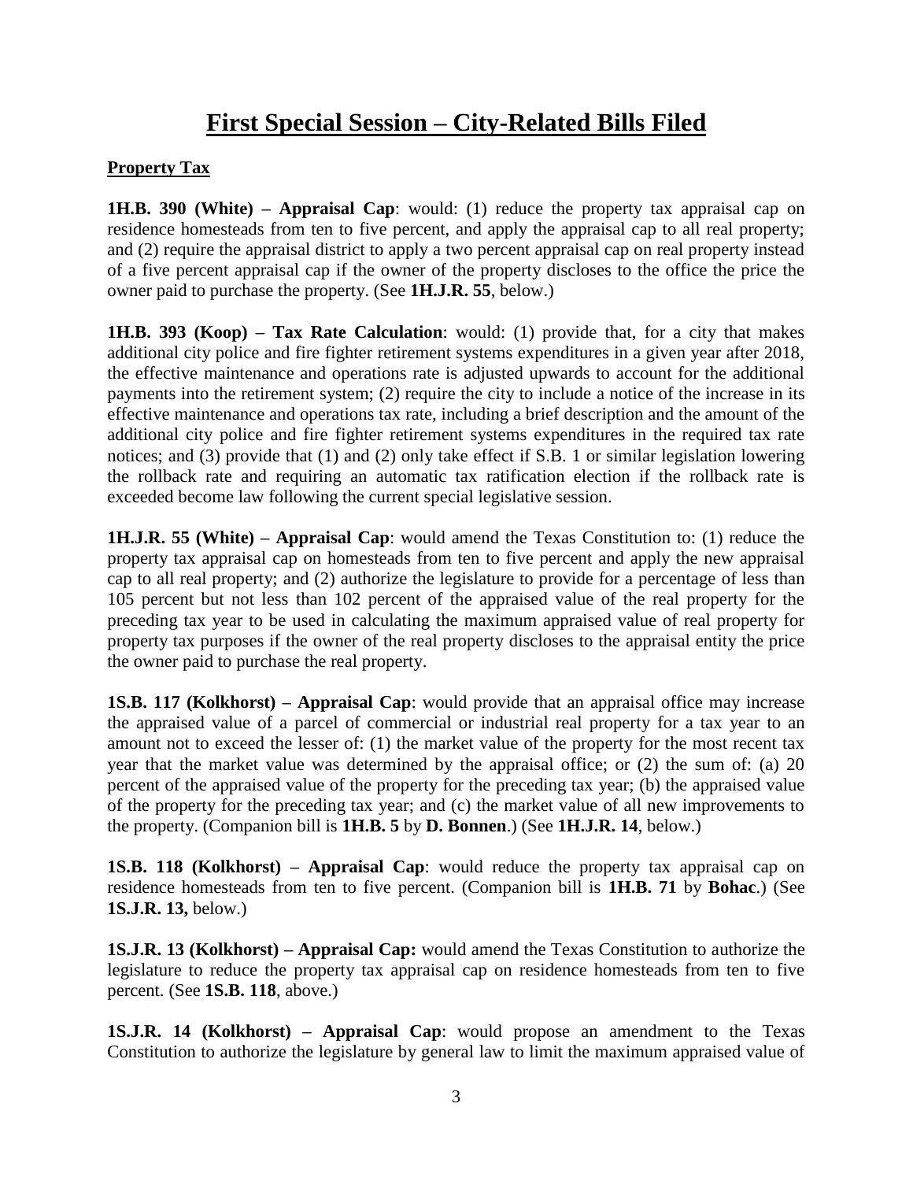# First Special Session – City-Related Bills Filed

## Property Tax

**1H.B. 390 (White) – Appraisal Cap**: would: (1) reduce the property tax appraisal cap on residence homesteads from ten to five percent, and apply the appraisal cap to all real property; and (2) require the appraisal district to apply a two percent appraisal cap on real property instead of a five percent appraisal cap if the owner of the property discloses to the office the price the owner paid to purchase the property. (See **1H.J.R. 55**, below.)

**1H.B. 393 (Koop) – Tax Rate Calculation**: would: (1) provide that, for a city that makes additional city police and fire fighter retirement systems expenditures in a given year after 2018, the effective maintenance and operations rate is adjusted upwards to account for the additional payments into the retirement system; (2) require the city to include a notice of the increase in its effective maintenance and operations tax rate, including a brief description and the amount of the additional city police and fire fighter retirement systems expenditures in the required tax rate notices; and (3) provide that (1) and (2) only take effect if S.B. 1 or similar legislation lowering the rollback rate and requiring an automatic tax ratification election if the rollback rate is exceeded become law following the current special legislative session.

**1H.J.R. 55 (White) – Appraisal Cap**: would amend the Texas Constitution to: (1) reduce the property tax appraisal cap on homesteads from ten to five percent and apply the new appraisal cap to all real property; and (2) authorize the legislature to provide for a percentage of less than 105 percent but not less than 102 percent of the appraised value of the real property for the preceding tax year to be used in calculating the maximum appraised value of real property for property tax purposes if the owner of the real property discloses to the appraisal entity the price the owner paid to purchase the real property.

**1S.B. 117 (Kolkhorst) – Appraisal Cap**: would provide that an appraisal office may increase the appraised value of a parcel of commercial or industrial real property for a tax year to an amount not to exceed the lesser of: (1) the market value of the property for the most recent tax year that the market value was determined by the appraisal office; or (2) the sum of: (a) 20 percent of the appraised value of the property for the preceding tax year; (b) the appraised value of the property for the preceding tax year; and (c) the market value of all new improvements to the property. (Companion bill is **1H.B. 5** by **D. Bonnen**.) (See **1H.J.R. 14**, below.)

**1S.B. 118 (Kolkhorst) – Appraisal Cap**: would reduce the property tax appraisal cap on residence homesteads from ten to five percent. (Companion bill is **1H.B. 71** by **Bohac**.) (See **1S.J.R. 13,** below.)

**1S.J.R. 13 (Kolkhorst) – Appraisal Cap:** would amend the Texas Constitution to authorize the legislature to reduce the property tax appraisal cap on residence homesteads from ten to five percent. (See **1S.B. 118**, above.)

**1S.J.R. 14 (Kolkhorst) – Appraisal Cap**: would propose an amendment to the Texas Constitution to authorize the legislature by general law to limit the maximum appraised value of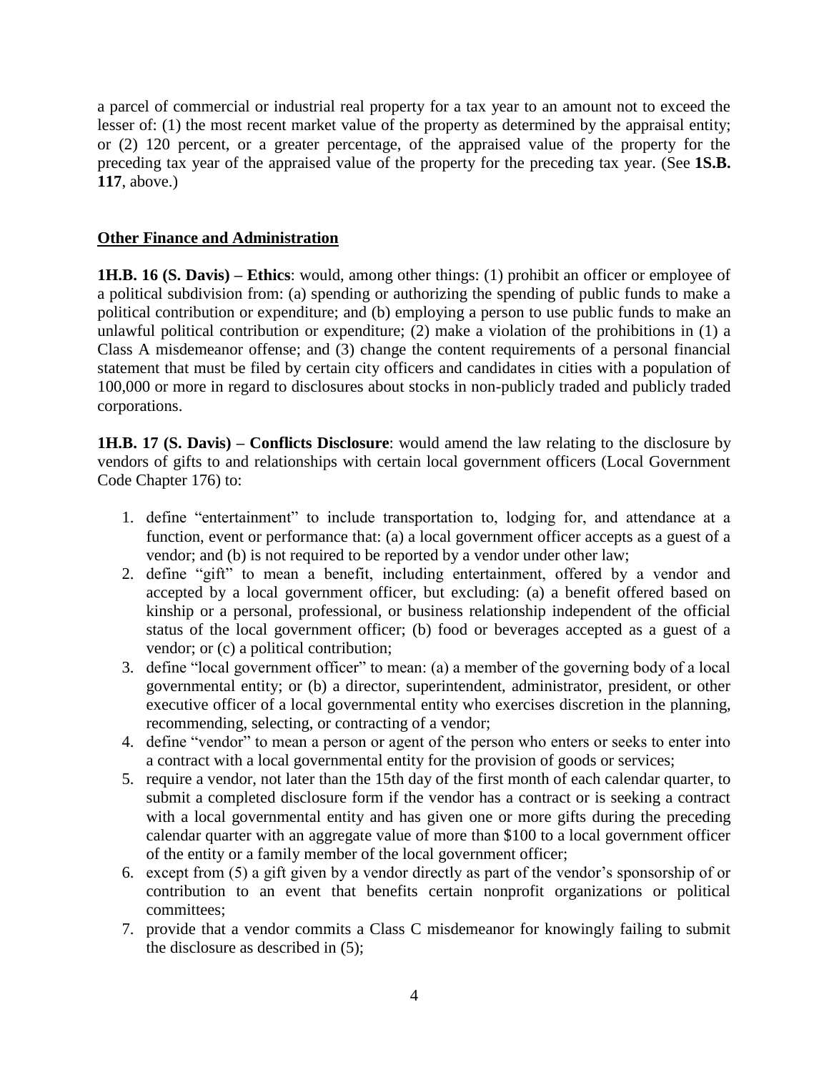a parcel of commercial or industrial real property for a tax year to an amount not to exceed the lesser of: (1) the most recent market value of the property as determined by the appraisal entity; or (2) 120 percent, or a greater percentage, of the appraised value of the property for the preceding tax year of the appraised value of the property for the preceding tax year. (See **1S.B. 117**, above.)

## Other Finance and Administration

**1H.B. 16 (S. Davis) – Ethics**: would, among other things: (1) prohibit an officer or employee of a political subdivision from: (a) spending or authorizing the spending of public funds to make a political contribution or expenditure; and (b) employing a person to use public funds to make an unlawful political contribution or expenditure; (2) make a violation of the prohibitions in (1) a Class A misdemeanor offense; and (3) change the content requirements of a personal financial statement that must be filed by certain city officers and candidates in cities with a population of 100,000 or more in regard to disclosures about stocks in non-publicly traded and publicly traded corporations.

**1H.B. 17 (S. Davis) – Conflicts Disclosure**: would amend the law relating to the disclosure by vendors of gifts to and relationships with certain local government officers (Local Government Code Chapter 176) to:

1. define "entertainment" to include transportation to, lodging for, and attendance at a function, event or performance that: (a) a local government officer accepts as a guest of a vendor; and (b) is not required to be reported by a vendor under other law;
2. define "gift" to mean a benefit, including entertainment, offered by a vendor and accepted by a local government officer, but excluding: (a) a benefit offered based on kinship or a personal, professional, or business relationship independent of the official status of the local government officer; (b) food or beverages accepted as a guest of a vendor; or (c) a political contribution;
3. define "local government officer" to mean: (a) a member of the governing body of a local governmental entity; or (b) a director, superintendent, administrator, president, or other executive officer of a local governmental entity who exercises discretion in the planning, recommending, selecting, or contracting of a vendor;
4. define "vendor" to mean a person or agent of the person who enters or seeks to enter into a contract with a local governmental entity for the provision of goods or services;
5. require a vendor, not later than the 15th day of the first month of each calendar quarter, to submit a completed disclosure form if the vendor has a contract or is seeking a contract with a local governmental entity and has given one or more gifts during the preceding calendar quarter with an aggregate value of more than $100 to a local government officer of the entity or a family member of the local government officer;
6. except from (5) a gift given by a vendor directly as part of the vendor's sponsorship of or contribution to an event that benefits certain nonprofit organizations or political committees;
7. provide that a vendor commits a Class C misdemeanor for knowingly failing to submit the disclosure as described in (5);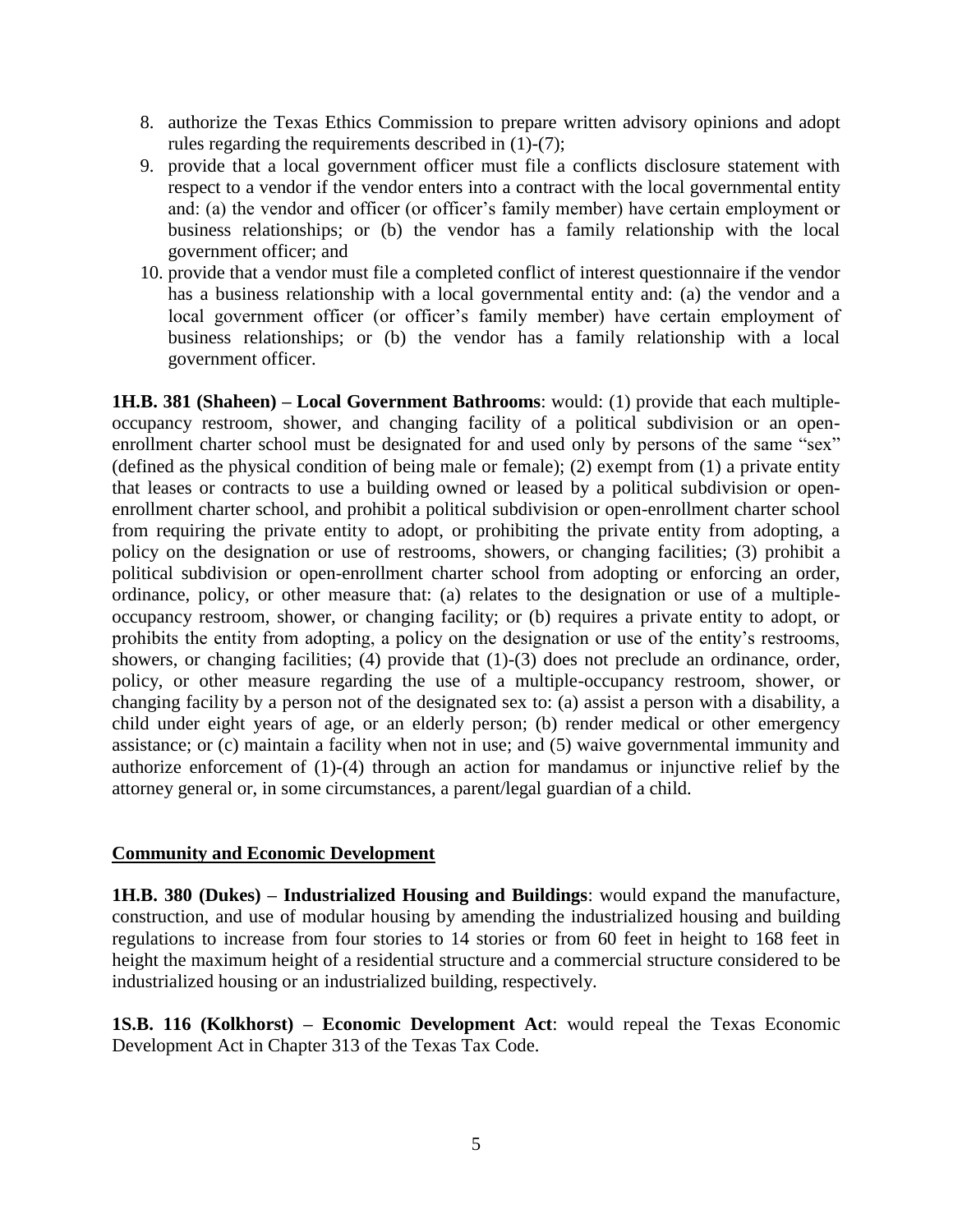8. authorize the Texas Ethics Commission to prepare written advisory opinions and adopt rules regarding the requirements described in (1)-(7);
9. provide that a local government officer must file a conflicts disclosure statement with respect to a vendor if the vendor enters into a contract with the local governmental entity and: (a) the vendor and officer (or officer's family member) have certain employment or business relationships; or (b) the vendor has a family relationship with the local government officer; and
10. provide that a vendor must file a completed conflict of interest questionnaire if the vendor has a business relationship with a local governmental entity and: (a) the vendor and a local government officer (or officer's family member) have certain employment of business relationships; or (b) the vendor has a family relationship with a local government officer.

**1H.B. 381 (Shaheen) – Local Government Bathrooms**: would: (1) provide that each multiple-occupancy restroom, shower, and changing facility of a political subdivision or an open-enrollment charter school must be designated for and used only by persons of the same "sex" (defined as the physical condition of being male or female); (2) exempt from (1) a private entity that leases or contracts to use a building owned or leased by a political subdivision or open-enrollment charter school, and prohibit a political subdivision or open-enrollment charter school from requiring the private entity to adopt, or prohibiting the private entity from adopting, a policy on the designation or use of restrooms, showers, or changing facilities; (3) prohibit a political subdivision or open-enrollment charter school from adopting or enforcing an order, ordinance, policy, or other measure that: (a) relates to the designation or use of a multiple-occupancy restroom, shower, or changing facility; or (b) requires a private entity to adopt, or prohibits the entity from adopting, a policy on the designation or use of the entity's restrooms, showers, or changing facilities; (4) provide that (1)-(3) does not preclude an ordinance, order, policy, or other measure regarding the use of a multiple-occupancy restroom, shower, or changing facility by a person not of the designated sex to: (a) assist a person with a disability, a child under eight years of age, or an elderly person; (b) render medical or other emergency assistance; or (c) maintain a facility when not in use; and (5) waive governmental immunity and authorize enforcement of (1)-(4) through an action for mandamus or injunctive relief by the attorney general or, in some circumstances, a parent/legal guardian of a child.

## Community and Economic Development

**1H.B. 380 (Dukes) – Industrialized Housing and Buildings**: would expand the manufacture, construction, and use of modular housing by amending the industrialized housing and building regulations to increase from four stories to 14 stories or from 60 feet in height to 168 feet in height the maximum height of a residential structure and a commercial structure considered to be industrialized housing or an industrialized building, respectively.

**1S.B. 116 (Kolkhorst) – Economic Development Act**: would repeal the Texas Economic Development Act in Chapter 313 of the Texas Tax Code.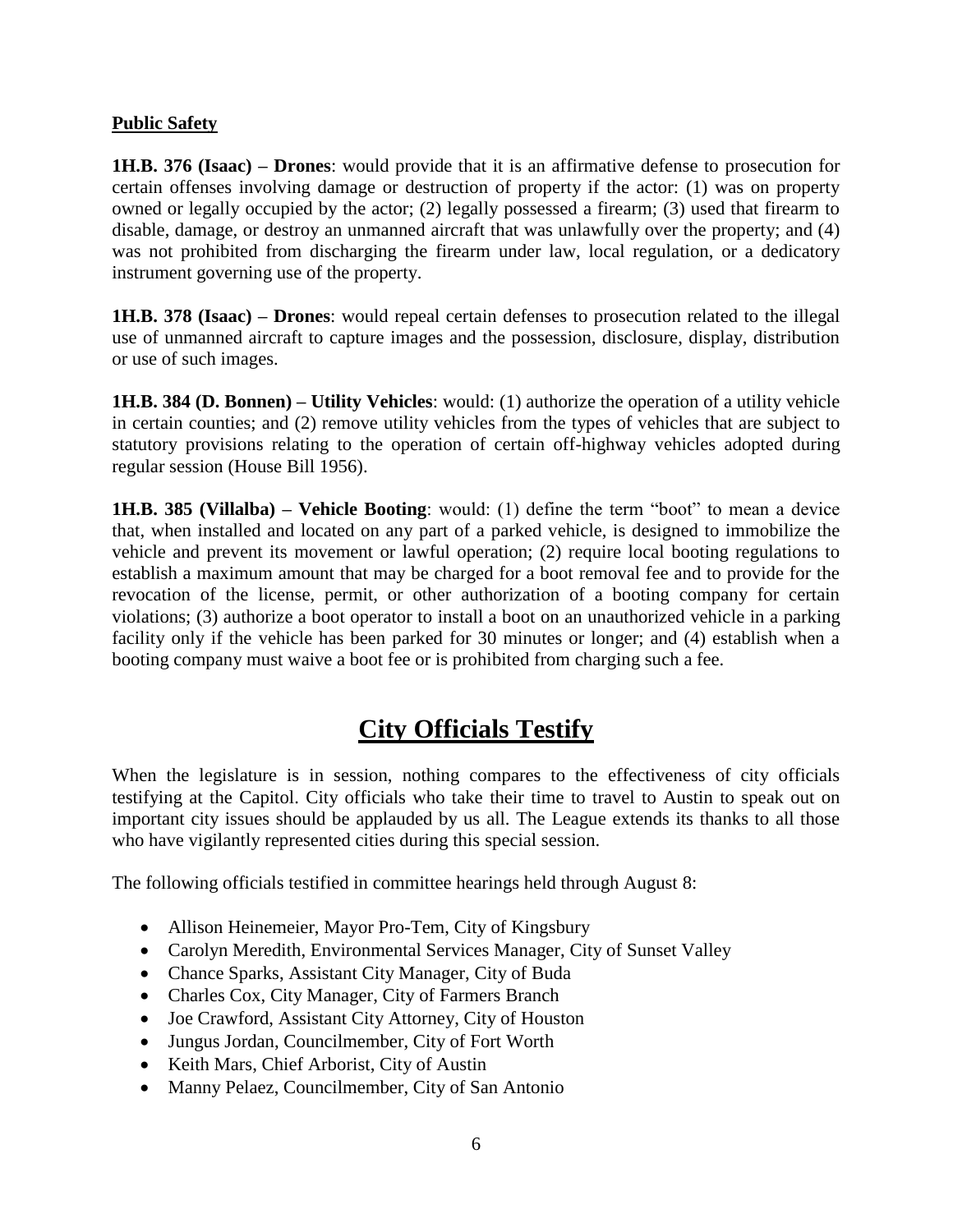**Public Safety**

**1H.B. 376 (Isaac) – Drones**: would provide that it is an affirmative defense to prosecution for certain offenses involving damage or destruction of property if the actor: (1) was on property owned or legally occupied by the actor; (2) legally possessed a firearm; (3) used that firearm to disable, damage, or destroy an unmanned aircraft that was unlawfully over the property; and (4) was not prohibited from discharging the firearm under law, local regulation, or a dedicatory instrument governing use of the property.

**1H.B. 378 (Isaac) – Drones**: would repeal certain defenses to prosecution related to the illegal use of unmanned aircraft to capture images and the possession, disclosure, display, distribution or use of such images.

**1H.B. 384 (D. Bonnen) – Utility Vehicles**: would: (1) authorize the operation of a utility vehicle in certain counties; and (2) remove utility vehicles from the types of vehicles that are subject to statutory provisions relating to the operation of certain off-highway vehicles adopted during regular session (House Bill 1956).

**1H.B. 385 (Villalba) – Vehicle Booting**: would: (1) define the term "boot" to mean a device that, when installed and located on any part of a parked vehicle, is designed to immobilize the vehicle and prevent its movement or lawful operation; (2) require local booting regulations to establish a maximum amount that may be charged for a boot removal fee and to provide for the revocation of the license, permit, or other authorization of a booting company for certain violations; (3) authorize a boot operator to install a boot on an unauthorized vehicle in a parking facility only if the vehicle has been parked for 30 minutes or longer; and (4) establish when a booting company must waive a boot fee or is prohibited from charging such a fee.

# City Officials Testify

When the legislature is in session, nothing compares to the effectiveness of city officials testifying at the Capitol. City officials who take their time to travel to Austin to speak out on important city issues should be applauded by us all. The League extends its thanks to all those who have vigilantly represented cities during this special session.

The following officials testified in committee hearings held through August 8:

- Allison Heinemeier, Mayor Pro-Tem, City of Kingsbury
- Carolyn Meredith, Environmental Services Manager, City of Sunset Valley
- Chance Sparks, Assistant City Manager, City of Buda
- Charles Cox, City Manager, City of Farmers Branch
- Joe Crawford, Assistant City Attorney, City of Houston
- Jungus Jordan, Councilmember, City of Fort Worth
- Keith Mars, Chief Arborist, City of Austin
- Manny Pelaez, Councilmember, City of San Antonio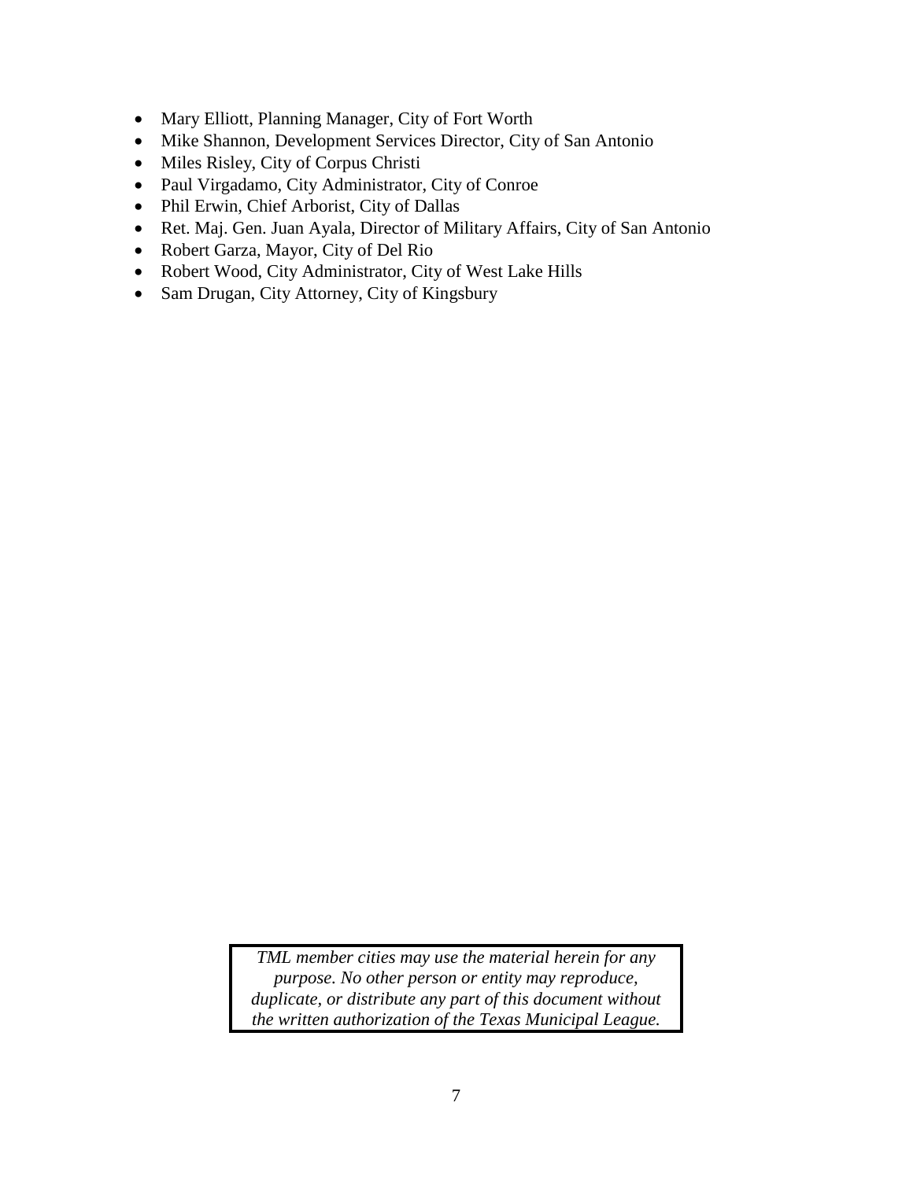- Mary Elliott, Planning Manager, City of Fort Worth
- Mike Shannon, Development Services Director, City of San Antonio
- Miles Risley, City of Corpus Christi
- Paul Virgadamo, City Administrator, City of Conroe
- Phil Erwin, Chief Arborist, City of Dallas
- Ret. Maj. Gen. Juan Ayala, Director of Military Affairs, City of San Antonio
- Robert Garza, Mayor, City of Del Rio
- Robert Wood, City Administrator, City of West Lake Hills
- Sam Drugan, City Attorney, City of Kingsbury

*TML member cities may use the material herein for any purpose. No other person or entity may reproduce, duplicate, or distribute any part of this document without the written authorization of the Texas Municipal League.*